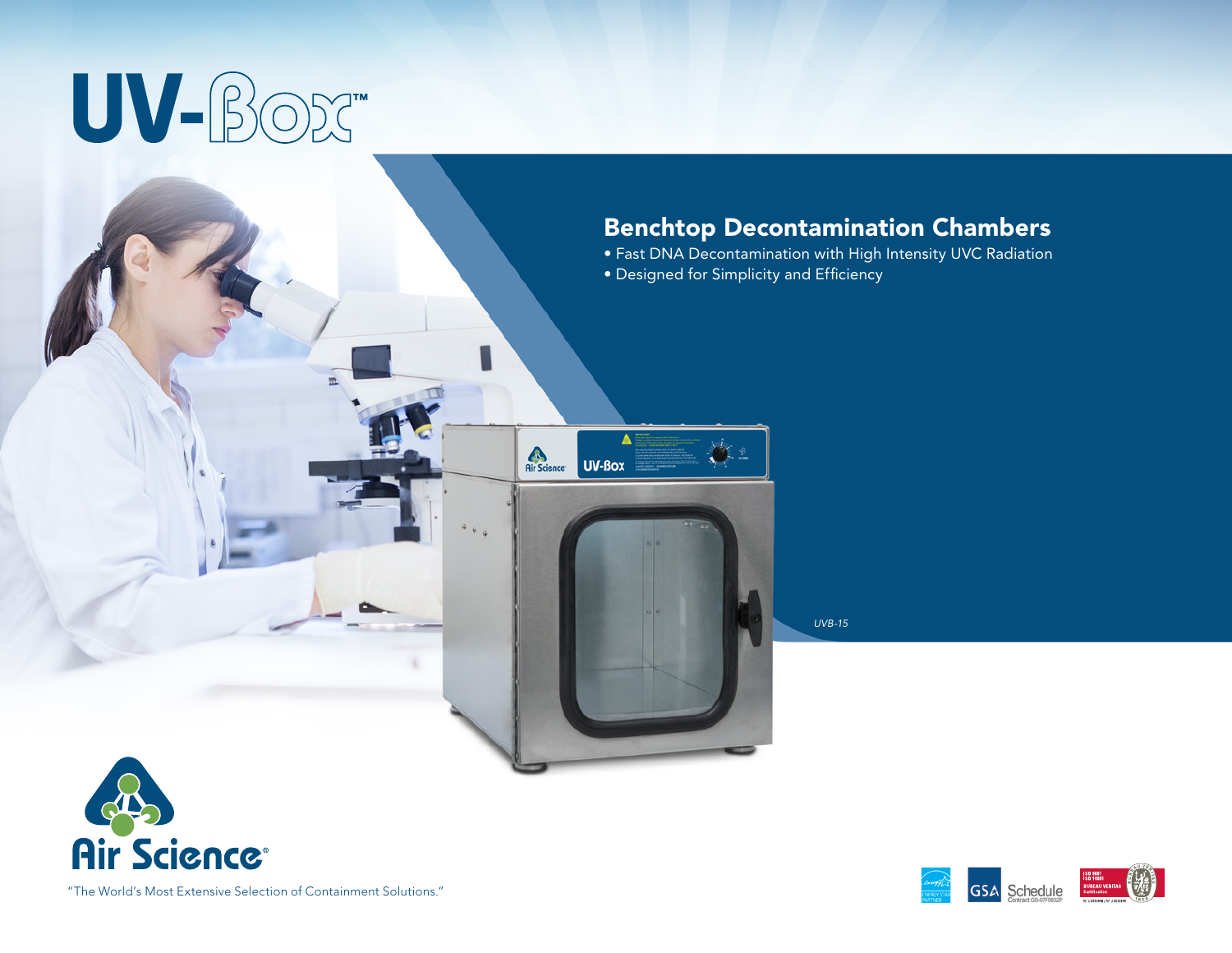# UV-Box™

## Benchtop Decontamination Chambers

- Fast DNA Decontamination with High Intensity UVC Radiation
- Designed for Simplicity and Efficiency

*UVB-15*

Air Science®

"The World's Most Extensive Selection of Containment Solutions."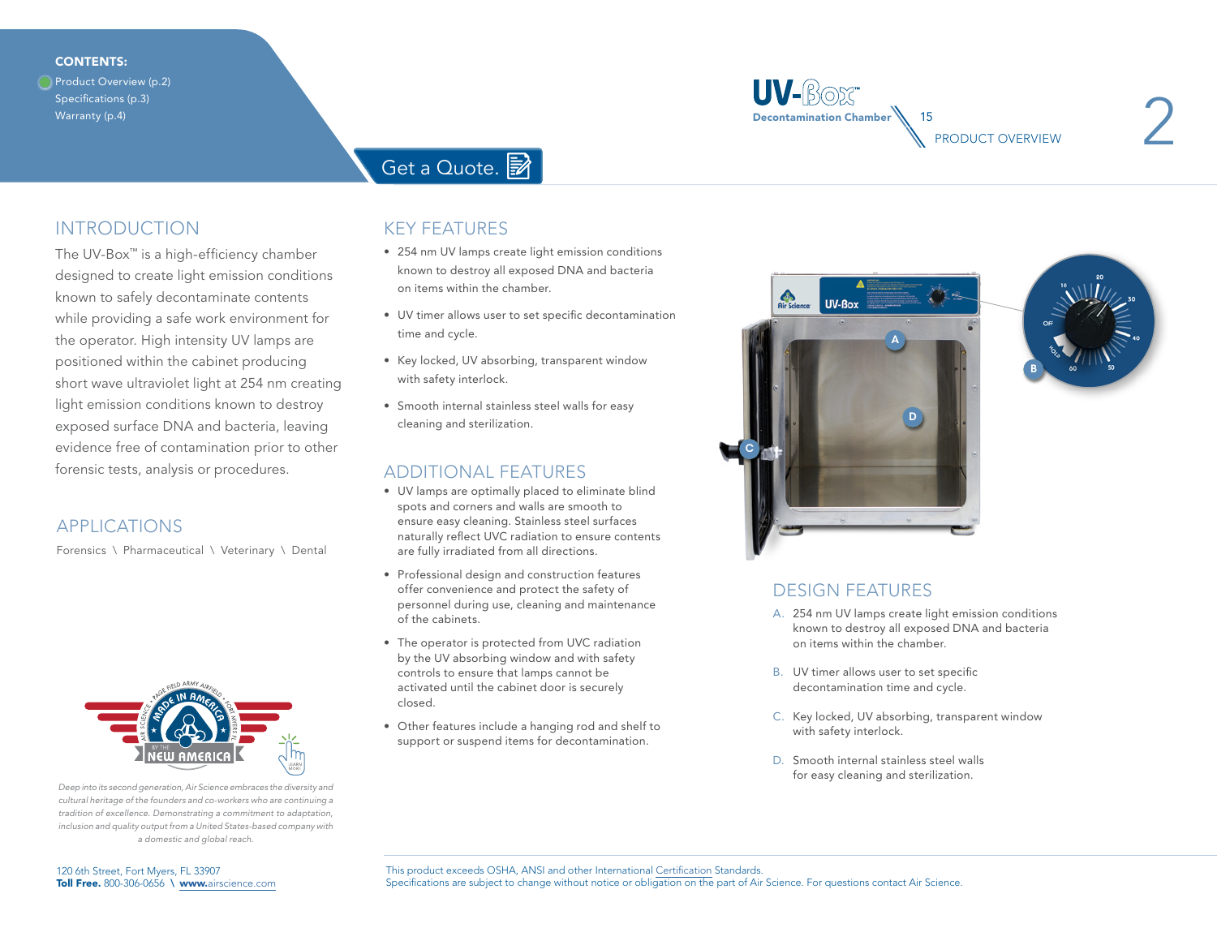CONTENTS:
- Product Overview (p.2)
- Specifications (p.3)
- Warranty (p.4)

Get a Quote.

UV-Box™ Decontamination Chamber \ 15

PRODUCT OVERVIEW

## INTRODUCTION

The UV-Box™ is a high-efficiency chamber designed to create light emission conditions known to safely decontaminate contents while providing a safe work environment for the operator. High intensity UV lamps are positioned within the cabinet producing short wave ultraviolet light at 254 nm creating light emission conditions known to destroy exposed surface DNA and bacteria, leaving evidence free of contamination prior to other forensic tests, analysis or procedures.

## APPLICATIONS

Forensics \ Pharmaceutical \ Veterinary \ Dental

*Deep into its second generation, Air Science embraces the diversity and cultural heritage of the founders and co-workers who are continuing a tradition of excellence. Demonstrating a commitment to adaptation, inclusion and quality output from a United States-based company with a domestic and global reach.*

## KEY FEATURES

- 254 nm UV lamps create light emission conditions known to destroy all exposed DNA and bacteria on items within the chamber.
- UV timer allows user to set specific decontamination time and cycle.
- Key locked, UV absorbing, transparent window with safety interlock.
- Smooth internal stainless steel walls for easy cleaning and sterilization.

## ADDITIONAL FEATURES

- UV lamps are optimally placed to eliminate blind spots and corners and walls are smooth to ensure easy cleaning. Stainless steel surfaces naturally reflect UVC radiation to ensure contents are fully irradiated from all directions.
- Professional design and construction features offer convenience and protect the safety of personnel during use, cleaning and maintenance of the cabinets.
- The operator is protected from UVC radiation by the UV absorbing window and with safety controls to ensure that lamps cannot be activated until the cabinet door is securely closed.
- Other features include a hanging rod and shelf to support or suspend items for decontamination.

## DESIGN FEATURES

A. 254 nm UV lamps create light emission conditions known to destroy all exposed DNA and bacteria on items within the chamber.

B. UV timer allows user to set specific decontamination time and cycle.

C. Key locked, UV absorbing, transparent window with safety interlock.

D. Smooth internal stainless steel walls for easy cleaning and sterilization.

120 6th Street, Fort Myers, FL 33907
**Toll Free.** 800-306-0656 \ **www.**airscience.com

This product exceeds OSHA, ANSI and other International Certification Standards.
Specifications are subject to change without notice or obligation on the part of Air Science. For questions contact Air Science.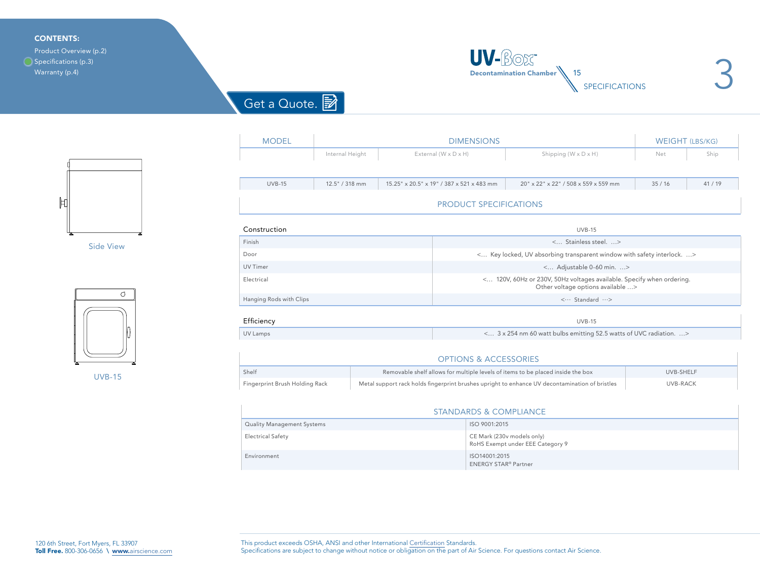**CONTENTS:**

- Product Overview (p.2)
- Specifications (p.3)
- Warranty (p.4)

Get a Quote.

# UV-Box Decontamination Chamber 15

## SPECIFICATIONS

Side View

UVB-15

| MODEL | DIMENSIONS | | | WEIGHT (LBS/KG) | |
|---|---|---|---|---|---|
| | Internal Height | External (W x D x H) | Shipping (W x D x H) | Net | Ship |
| UVB-15 | 12.5" / 318 mm | 15.25" x 20.5" x 19" / 387 x 521 x 483 mm | 20" x 22" x 22" / 508 x 559 x 559 mm | 35 / 16 | 41 / 19 |

## PRODUCT SPECIFICATIONS

| Construction | UVB-15 |
|---|---|
| Finish | <... Stainless steel. ...> |
| Door | <... Key locked, UV absorbing transparent window with safety interlock. ...> |
| UV Timer | <... Adjustable 0-60 min. ...> |
| Electrical | <... 120V, 60Hz or 230V, 50Hz voltages available. Specify when ordering. Other voltage options available ...> |
| Hanging Rods with Clips | <··· Standard ···> |

| Efficiency | UVB-15 |
|---|---|
| UV Lamps | <... 3 x 254 nm 60 watt bulbs emitting 52.5 watts of UVC radiation. ...> |

## OPTIONS & ACCESSORIES

| | | |
|---|---|---|
| Shelf | Removable shelf allows for multiple levels of items to be placed inside the box | UVB-SHELF |
| Fingerprint Brush Holding Rack | Metal support rack holds fingerprint brushes upright to enhance UV decontamination of bristles | UVB-RACK |

## STANDARDS & COMPLIANCE

| | |
|---|---|
| Quality Management Systems | ISO 9001:2015 |
| Electrical Safety | CE Mark (230v models only)<br>RoHS Exempt under EEE Category 9 |
| Environment | ISO14001:2015<br>ENERGY STAR® Partner |

120 6th Street, Fort Myers, FL 33907
**Toll Free.** 800-306-0656 \ **www.**airscience.com

This product exceeds OSHA, ANSI and other International Certification Standards.
Specifications are subject to change without notice or obligation on the part of Air Science. For questions contact Air Science.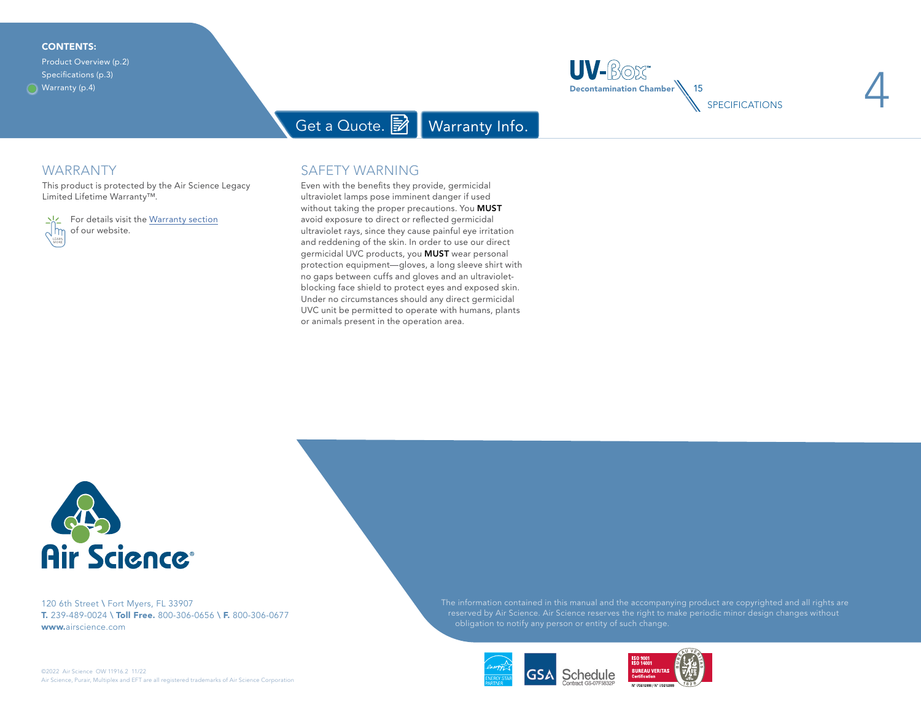**CONTENTS:**

Product Overview (p.2)
Specifications (p.3)
Warranty (p.4)

UV-Box
Decontamination Chamber \ 15
SPECIFICATIONS

Get a Quote. Warranty Info.

## WARRANTY

This product is protected by the Air Science Legacy Limited Lifetime Warranty™.

For details visit the Warranty section of our website.

## SAFETY WARNING

Even with the benefits they provide, germicidal ultraviolet lamps pose imminent danger if used without taking the proper precautions. You **MUST** avoid exposure to direct or reflected germicidal ultraviolet rays, since they cause painful eye irritation and reddening of the skin. In order to use our direct germicidal UVC products, you **MUST** wear personal protection equipment—gloves, a long sleeve shirt with no gaps between cuffs and gloves and an ultraviolet-blocking face shield to protect eyes and exposed skin. Under no circumstances should any direct germicidal UVC unit be permitted to operate with humans, plants or animals present in the operation area.

Air Science®

120 6th Street \ Fort Myers, FL 33907
**T.** 239-489-0024 \ **Toll Free.** 800-306-0656 \ **F.** 800-306-0677
**www.**airscience.com

The information contained in this manual and the accompanying product are copyrighted and all rights are reserved by Air Science. Air Science reserves the right to make periodic minor design changes without obligation to notify any person or entity of such change.

©2022 Air Science OW 11916.2 11/22
Air Science, Purair, Multiplex and EFT are all registered trademarks of Air Science Corporation